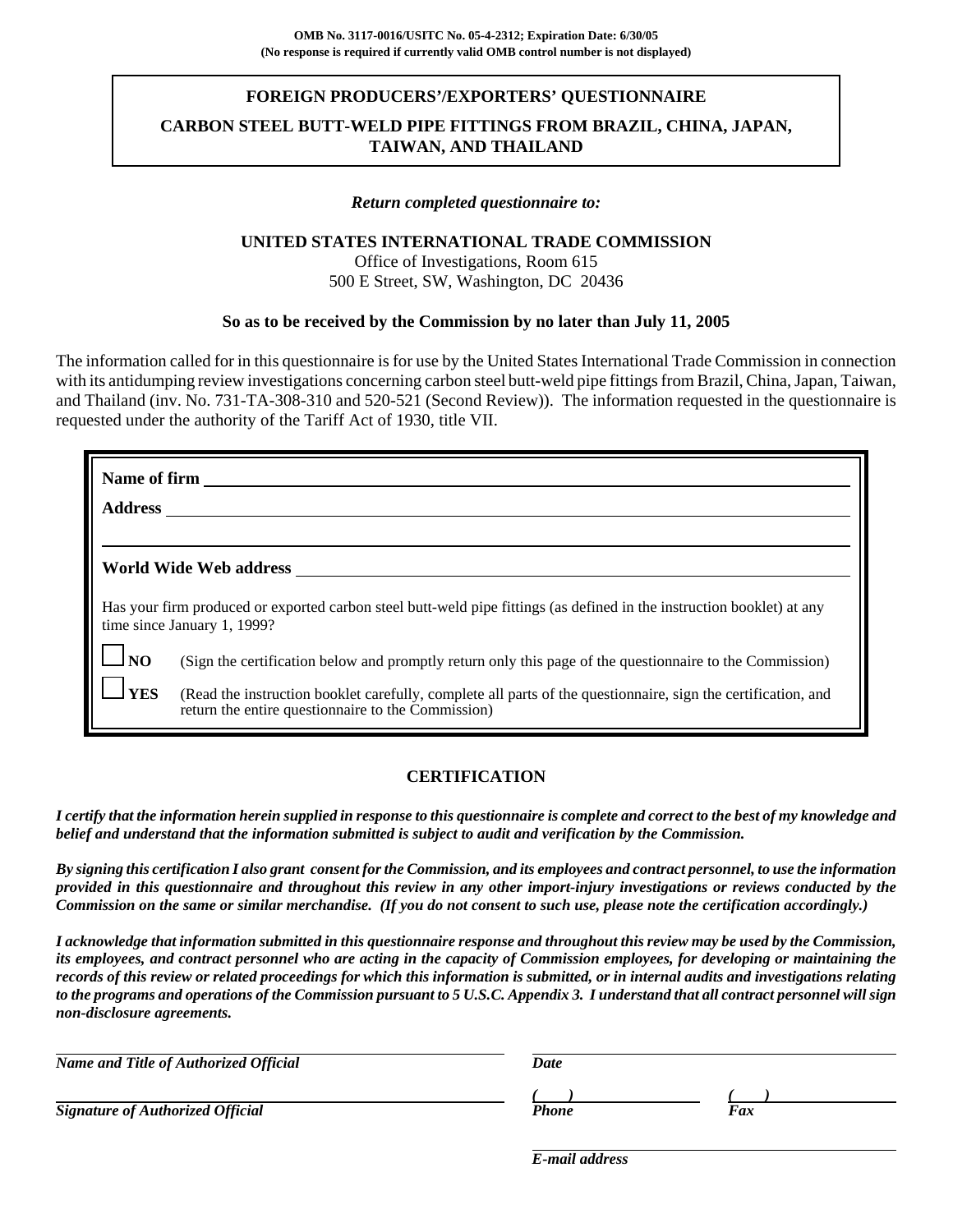**OMB No. 3117-0016/USITC No. 05-4-2312; Expiration Date: 6/30/05**
**(No response is required if currently valid OMB control number is not displayed)**

# FOREIGN PRODUCERS'/EXPORTERS' QUESTIONNAIRE

## CARBON STEEL BUTT-WELD PIPE FITTINGS FROM BRAZIL, CHINA, JAPAN, TAIWAN, AND THAILAND

*Return completed questionnaire to:*

**UNITED STATES INTERNATIONAL TRADE COMMISSION**
Office of Investigations, Room 615
500 E Street, SW, Washington, DC 20436

**So as to be received by the Commission by no later than July 11, 2005**

The information called for in this questionnaire is for use by the United States International Trade Commission in connection with its antidumping review investigations concerning carbon steel butt-weld pipe fittings from Brazil, China, Japan, Taiwan, and Thailand (inv. No. 731-TA-308-310 and 520-521 (Second Review)). The information requested in the questionnaire is requested under the authority of the Tariff Act of 1930, title VII.

**Name of firm** ____________________

**Address** ____________________

____________________

**World Wide Web address** ____________________

Has your firm produced or exported carbon steel butt-weld pipe fittings (as defined in the instruction booklet) at any time since January 1, 1999?

☐ **NO** (Sign the certification below and promptly return only this page of the questionnaire to the Commission)

☐ **YES** (Read the instruction booklet carefully, complete all parts of the questionnaire, sign the certification, and return the entire questionnaire to the Commission)

## CERTIFICATION

***I certify that the information herein supplied in response to this questionnaire is complete and correct to the best of my knowledge and belief and understand that the information submitted is subject to audit and verification by the Commission.***

***By signing this certification I also grant consent for the Commission, and its employees and contract personnel, to use the information provided in this questionnaire and throughout this review in any other import-injury investigations or reviews conducted by the Commission on the same or similar merchandise. (If you do not consent to such use, please note the certification accordingly.)***

***I acknowledge that information submitted in this questionnaire response and throughout this review may be used by the Commission, its employees, and contract personnel who are acting in the capacity of Commission employees, for developing or maintaining the records of this review or related proceedings for which this information is submitted, or in internal audits and investigations relating to the programs and operations of the Commission pursuant to 5 U.S.C. Appendix 3. I understand that all contract personnel will sign non-disclosure agreements.***

____________________ ____________________
***Name and Title of Authorized Official*** ***Date***

____________________ (   ) ____________ (   ) ____________
***Signature of Authorized Official*** ***Phone*** ***Fax***

____________________
***E-mail address***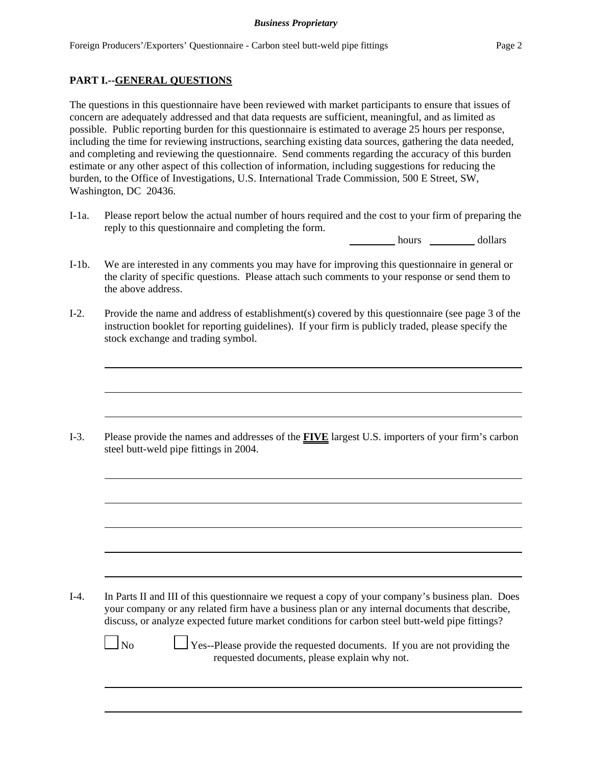## PART I.--GENERAL QUESTIONS

The questions in this questionnaire have been reviewed with market participants to ensure that issues of concern are adequately addressed and that data requests are sufficient, meaningful, and as limited as possible. Public reporting burden for this questionnaire is estimated to average 25 hours per response, including the time for reviewing instructions, searching existing data sources, gathering the data needed, and completing and reviewing the questionnaire. Send comments regarding the accuracy of this burden estimate or any other aspect of this collection of information, including suggestions for reducing the burden, to the Office of Investigations, U.S. International Trade Commission, 500 E Street, SW, Washington, DC 20436.

I-1a. Please report below the actual number of hours required and the cost to your firm of preparing the reply to this questionnaire and completing the form.

_________ hours _________ dollars

I-1b. We are interested in any comments you may have for improving this questionnaire in general or the clarity of specific questions. Please attach such comments to your response or send them to the above address.

I-2. Provide the name and address of establishment(s) covered by this questionnaire (see page 3 of the instruction booklet for reporting guidelines). If your firm is publicly traded, please specify the stock exchange and trading symbol.

_______________________________________________

_______________________________________________

_______________________________________________

I-3. Please provide the names and addresses of the **FIVE** largest U.S. importers of your firm's carbon steel butt-weld pipe fittings in 2004.

_______________________________________________

_______________________________________________

_______________________________________________

_______________________________________________

_______________________________________________

I-4. In Parts II and III of this questionnaire we request a copy of your company's business plan. Does your company or any related firm have a business plan or any internal documents that describe, discuss, or analyze expected future market conditions for carbon steel butt-weld pipe fittings?

☐ No ☐ Yes--Please provide the requested documents. If you are not providing the requested documents, please explain why not.

_______________________________________________

_______________________________________________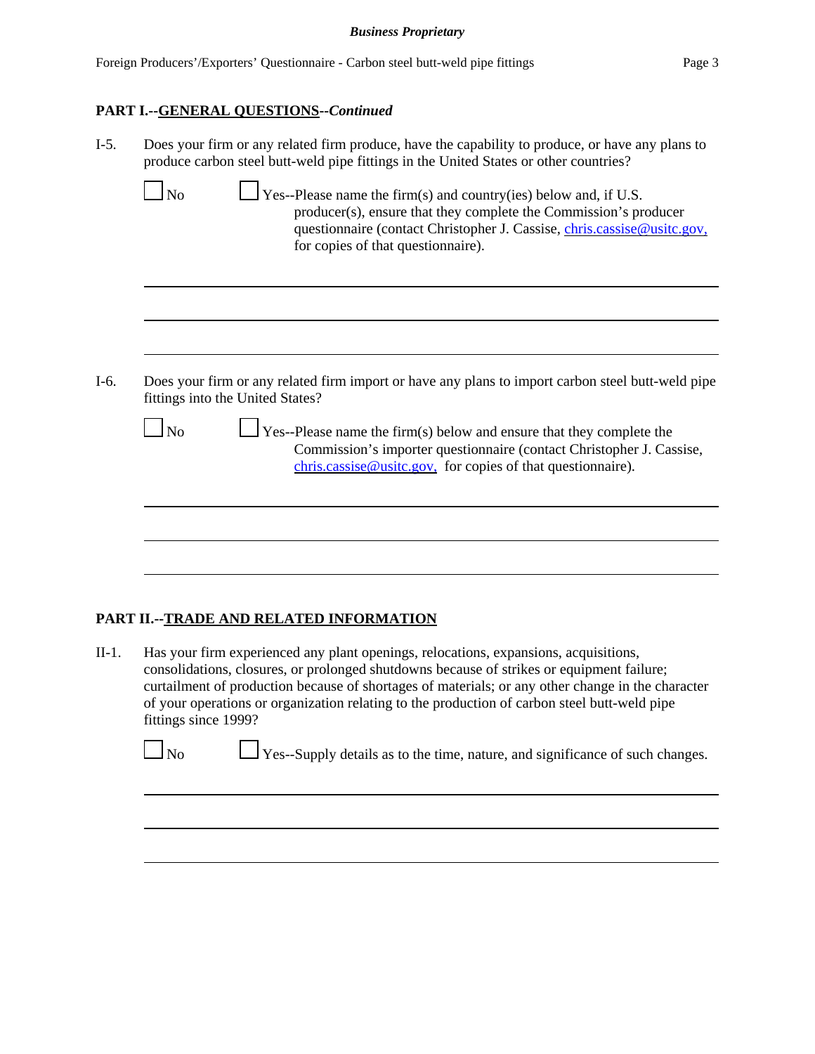**PART I.--GENERAL QUESTIONS--*Continued***

I-5. Does your firm or any related firm produce, have the capability to produce, or have any plans to produce carbon steel butt-weld pipe fittings in the United States or other countries?

☐ No ☐ Yes--Please name the firm(s) and country(ies) below and, if U.S. producer(s), ensure that they complete the Commission's producer questionnaire (contact Christopher J. Cassise, chris.cassise@usitc.gov, for copies of that questionnaire).

___

___

___

I-6. Does your firm or any related firm import or have any plans to import carbon steel butt-weld pipe fittings into the United States?

☐ No ☐ Yes--Please name the firm(s) below and ensure that they complete the Commission's importer questionnaire (contact Christopher J. Cassise, chris.cassise@usitc.gov, for copies of that questionnaire).

___

___

___

**PART II.--TRADE AND RELATED INFORMATION**

II-1. Has your firm experienced any plant openings, relocations, expansions, acquisitions, consolidations, closures, or prolonged shutdowns because of strikes or equipment failure; curtailment of production because of shortages of materials; or any other change in the character of your operations or organization relating to the production of carbon steel butt-weld pipe fittings since 1999?

☐ No ☐ Yes--Supply details as to the time, nature, and significance of such changes.

___

___

___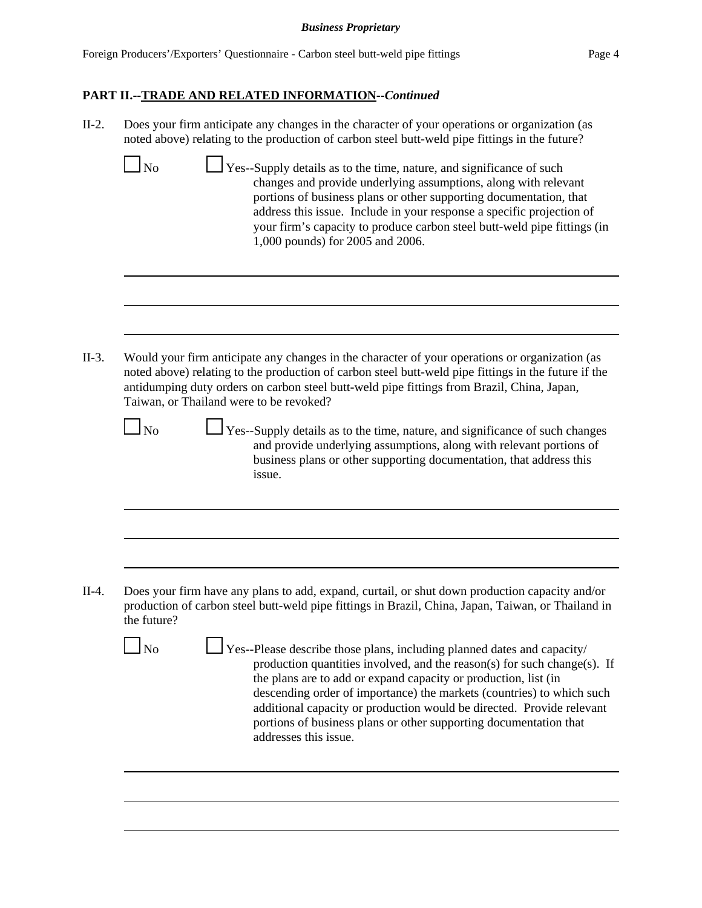## PART II.--TRADE AND RELATED INFORMATION--*Continued*

II-2. Does your firm anticipate any changes in the character of your operations or organization (as noted above) relating to the production of carbon steel butt-weld pipe fittings in the future?

☐ No ☐ Yes--Supply details as to the time, nature, and significance of such changes and provide underlying assumptions, along with relevant portions of business plans or other supporting documentation, that address this issue. Include in your response a specific projection of your firm's capacity to produce carbon steel butt-weld pipe fittings (in 1,000 pounds) for 2005 and 2006.

---

---

---

II-3. Would your firm anticipate any changes in the character of your operations or organization (as noted above) relating to the production of carbon steel butt-weld pipe fittings in the future if the antidumping duty orders on carbon steel butt-weld pipe fittings from Brazil, China, Japan, Taiwan, or Thailand were to be revoked?

☐ No ☐ Yes--Supply details as to the time, nature, and significance of such changes and provide underlying assumptions, along with relevant portions of business plans or other supporting documentation, that address this issue.

---

---

---

II-4. Does your firm have any plans to add, expand, curtail, or shut down production capacity and/or production of carbon steel butt-weld pipe fittings in Brazil, China, Japan, Taiwan, or Thailand in the future?

☐ No ☐ Yes--Please describe those plans, including planned dates and capacity/ production quantities involved, and the reason(s) for such change(s). If the plans are to add or expand capacity or production, list (in descending order of importance) the markets (countries) to which such additional capacity or production would be directed. Provide relevant portions of business plans or other supporting documentation that addresses this issue.

---

---

---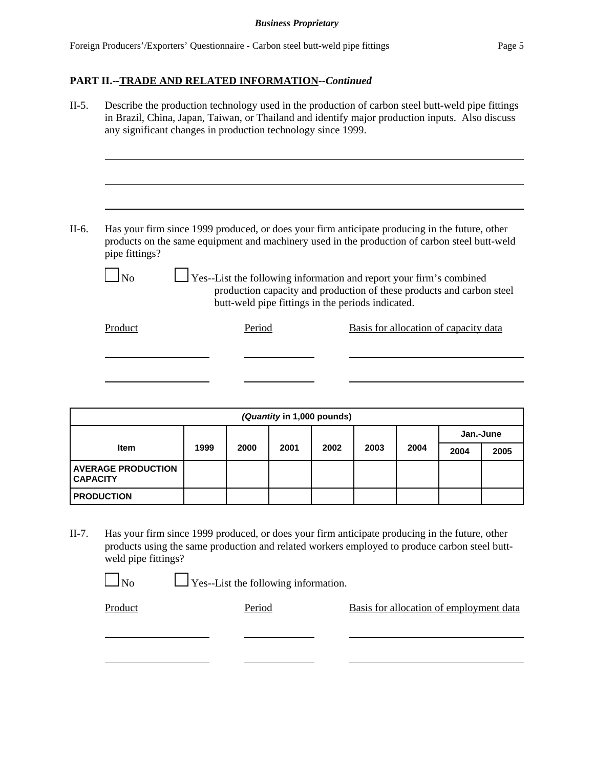*Business Proprietary*

## PART II.--TRADE AND RELATED INFORMATION--*Continued*

II-5. Describe the production technology used in the production of carbon steel butt-weld pipe fittings in Brazil, China, Japan, Taiwan, or Thailand and identify major production inputs. Also discuss any significant changes in production technology since 1999.

\_\_\_\_\_\_\_\_\_\_\_\_\_\_\_\_\_\_\_\_\_\_\_\_\_\_\_\_\_\_\_\_\_\_\_\_\_\_\_\_\_\_\_\_\_\_\_\_\_\_\_\_\_\_\_\_\_\_\_\_\_\_\_\_\_\_\_\_\_\_\_\_

\_\_\_\_\_\_\_\_\_\_\_\_\_\_\_\_\_\_\_\_\_\_\_\_\_\_\_\_\_\_\_\_\_\_\_\_\_\_\_\_\_\_\_\_\_\_\_\_\_\_\_\_\_\_\_\_\_\_\_\_\_\_\_\_\_\_\_\_\_\_\_\_

\_\_\_\_\_\_\_\_\_\_\_\_\_\_\_\_\_\_\_\_\_\_\_\_\_\_\_\_\_\_\_\_\_\_\_\_\_\_\_\_\_\_\_\_\_\_\_\_\_\_\_\_\_\_\_\_\_\_\_\_\_\_\_\_\_\_\_\_\_\_\_\_

II-6. Has your firm since 1999 produced, or does your firm anticipate producing in the future, other products on the same equipment and machinery used in the production of carbon steel butt-weld pipe fittings?

☐ No ☐ Yes--List the following information and report your firm's combined production capacity and production of these products and carbon steel butt-weld pipe fittings in the periods indicated.

| Product | Period | Basis for allocation of capacity data |
|---|---|---|
| | | |
| | | |

| *(Quantity in 1,000 pounds)* | | | | | | | | |
|---|---|---|---|---|---|---|---|---|
| **Item** | **1999** | **2000** | **2001** | **2002** | **2003** | **2004** | **Jan.-June** | |
| | | | | | | | **2004** | **2005** |
| **AVERAGE PRODUCTION CAPACITY** | | | | | | | | |
| **PRODUCTION** | | | | | | | | |

II-7. Has your firm since 1999 produced, or does your firm anticipate producing in the future, other products using the same production and related workers employed to produce carbon steel butt-weld pipe fittings?

☐ No ☐ Yes--List the following information.

| Product | Period | Basis for allocation of employment data |
|---|---|---|
| | | |
| | | |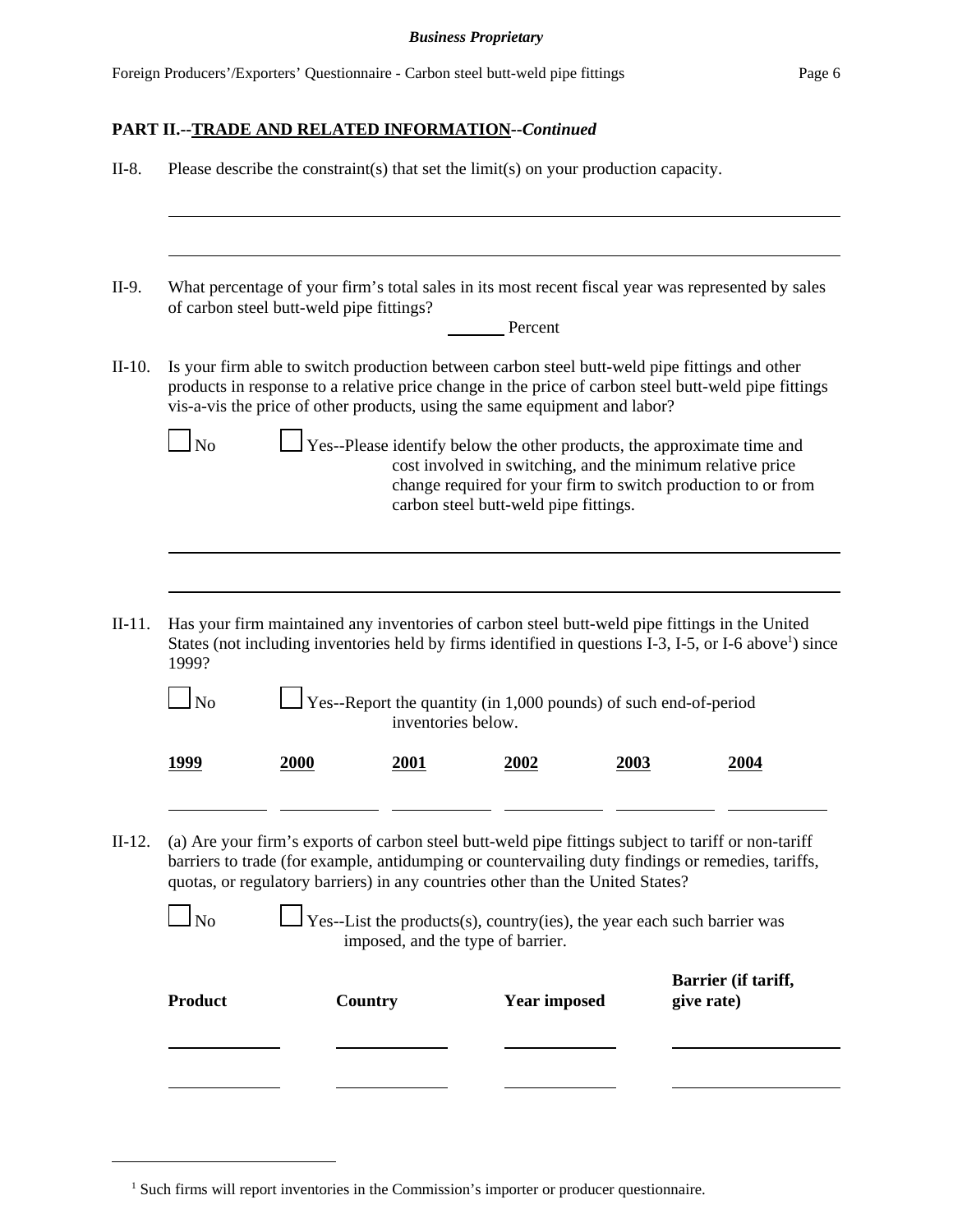## PART II.--TRADE AND RELATED INFORMATION--*Continued*

II-8. Please describe the constraint(s) that set the limit(s) on your production capacity.

______________________________________________________________________________

______________________________________________________________________________

II-9. What percentage of your firm's total sales in its most recent fiscal year was represented by sales of carbon steel butt-weld pipe fittings?

_______ Percent

II-10. Is your firm able to switch production between carbon steel butt-weld pipe fittings and other products in response to a relative price change in the price of carbon steel butt-weld pipe fittings vis-a-vis the price of other products, using the same equipment and labor?

☐ No ☐ Yes--Please identify below the other products, the approximate time and cost involved in switching, and the minimum relative price change required for your firm to switch production to or from carbon steel butt-weld pipe fittings.

______________________________________________________________________________

______________________________________________________________________________

II-11. Has your firm maintained any inventories of carbon steel butt-weld pipe fittings in the United States (not including inventories held by firms identified in questions I-3, I-5, or I-6 above[1]) since 1999?

☐ No ☐ Yes--Report the quantity (in 1,000 pounds) of such end-of-period inventories below.

| 1999 | 2000 | 2001 | 2002 | 2003 | 2004 |
|---|---|---|---|---|---|
| | | | | | |

II-12. (a) Are your firm's exports of carbon steel butt-weld pipe fittings subject to tariff or non-tariff barriers to trade (for example, antidumping or countervailing duty findings or remedies, tariffs, quotas, or regulatory barriers) in any countries other than the United States?

☐ No ☐ Yes--List the products(s), country(ies), the year each such barrier was imposed, and the type of barrier.

| Product | Country | Year imposed | Barrier (if tariff, give rate) |
|---|---|---|---|
| | | | |
| | | | |

[1] Such firms will report inventories in the Commission's importer or producer questionnaire.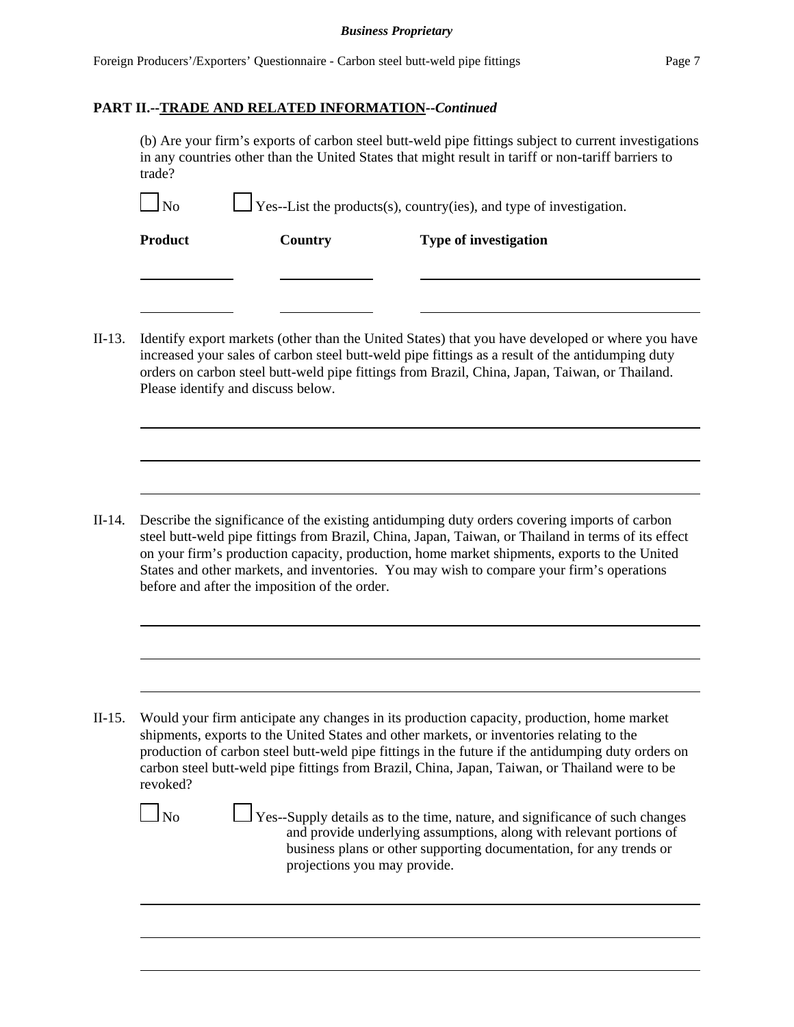## PART II.--TRADE AND RELATED INFORMATION--*Continued*

(b) Are your firm's exports of carbon steel butt-weld pipe fittings subject to current investigations in any countries other than the United States that might result in tariff or non-tariff barriers to trade?

☐ No ☐ Yes--List the products(s), country(ies), and type of investigation.

| Product | Country | Type of investigation |
|---|---|---|
| | | |
| | | |

II-13. Identify export markets (other than the United States) that you have developed or where you have increased your sales of carbon steel butt-weld pipe fittings as a result of the antidumping duty orders on carbon steel butt-weld pipe fittings from Brazil, China, Japan, Taiwan, or Thailand. Please identify and discuss below.

II-14. Describe the significance of the existing antidumping duty orders covering imports of carbon steel butt-weld pipe fittings from Brazil, China, Japan, Taiwan, or Thailand in terms of its effect on your firm's production capacity, production, home market shipments, exports to the United States and other markets, and inventories. You may wish to compare your firm's operations before and after the imposition of the order.

II-15. Would your firm anticipate any changes in its production capacity, production, home market shipments, exports to the United States and other markets, or inventories relating to the production of carbon steel butt-weld pipe fittings in the future if the antidumping duty orders on carbon steel butt-weld pipe fittings from Brazil, China, Japan, Taiwan, or Thailand were to be revoked?

☐ No ☐ Yes--Supply details as to the time, nature, and significance of such changes and provide underlying assumptions, along with relevant portions of business plans or other supporting documentation, for any trends or projections you may provide.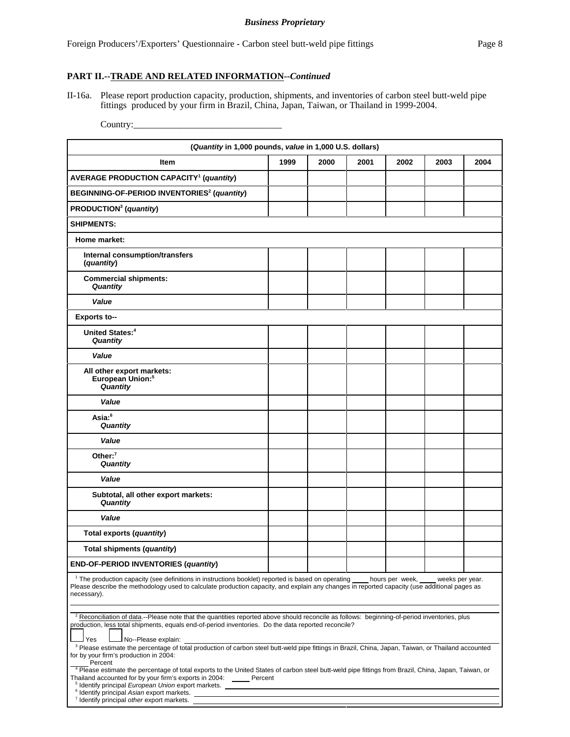**PART II.--TRADE AND RELATED INFORMATION--*Continued***

II-16a. Please report production capacity, production, shipments, and inventories of carbon steel butt-weld pipe fittings produced by your firm in Brazil, China, Japan, Taiwan, or Thailand in 1999-2004.

Country:________________________________

| (*Quantity* in 1,000 pounds, *value* in 1,000 U.S. dollars) | | | | | | |
|---|---|---|---|---|---|---|
| **Item** | **1999** | **2000** | **2001** | **2002** | **2003** | **2004** |
| **AVERAGE PRODUCTION CAPACITY[1] (*quantity*)** | | | | | | |
| **BEGINNING-OF-PERIOD INVENTORIES[2] (*quantity*)** | | | | | | |
| **PRODUCTION[3] (*quantity*)** | | | | | | |
| **SHIPMENTS:** | | | | | | |
| **Home market:** | | | | | | |
| **Internal consumption/transfers (*quantity*)** | | | | | | |
| **Commercial shipments: *Quantity*** | | | | | | |
| ***Value*** | | | | | | |
| **Exports to--** | | | | | | |
| **United States:[4] *Quantity*** | | | | | | |
| ***Value*** | | | | | | |
| **All other export markets: European Union:[5] *Quantity*** | | | | | | |
| ***Value*** | | | | | | |
| **Asia:[6] *Quantity*** | | | | | | |
| ***Value*** | | | | | | |
| **Other:[7] *Quantity*** | | | | | | |
| ***Value*** | | | | | | |
| **Subtotal, all other export markets: *Quantity*** | | | | | | |
| ***Value*** | | | | | | |
| **Total exports (*quantity*)** | | | | | | |
| **Total shipments (*quantity*)** | | | | | | |
| **END-OF-PERIOD INVENTORIES (*quantity*)** | | | | | | |

[1] The production capacity (see definitions in instructions booklet) reported is based on operating ____ hours per week, ____ weeks per year. Please describe the methodology used to calculate production capacity, and explain any changes in reported capacity (use additional pages as necessary).

[2] Reconciliation of data.--Please note that the quantities reported above should reconcile as follows: beginning-of-period inventories, plus production, less total shipments, equals end-of-period inventories. Do the data reported reconcile?

☐ Yes ☐ No--Please explain: ________________

[3] Please estimate the percentage of total production of carbon steel butt-weld pipe fittings in Brazil, China, Japan, Taiwan, or Thailand accounted for by your firm's production in 2004:
_____ Percent

[4] Please estimate the percentage of total exports to the United States of carbon steel butt-weld pipe fittings from Brazil, China, Japan, Taiwan, or Thailand accounted for by your firm's exports in 2004: _____ Percent

[5] Identify principal *European Union* export markets. ________________

[6] Identify principal *Asian* export markets. ________________

[7] Identify principal *other* export markets. ________________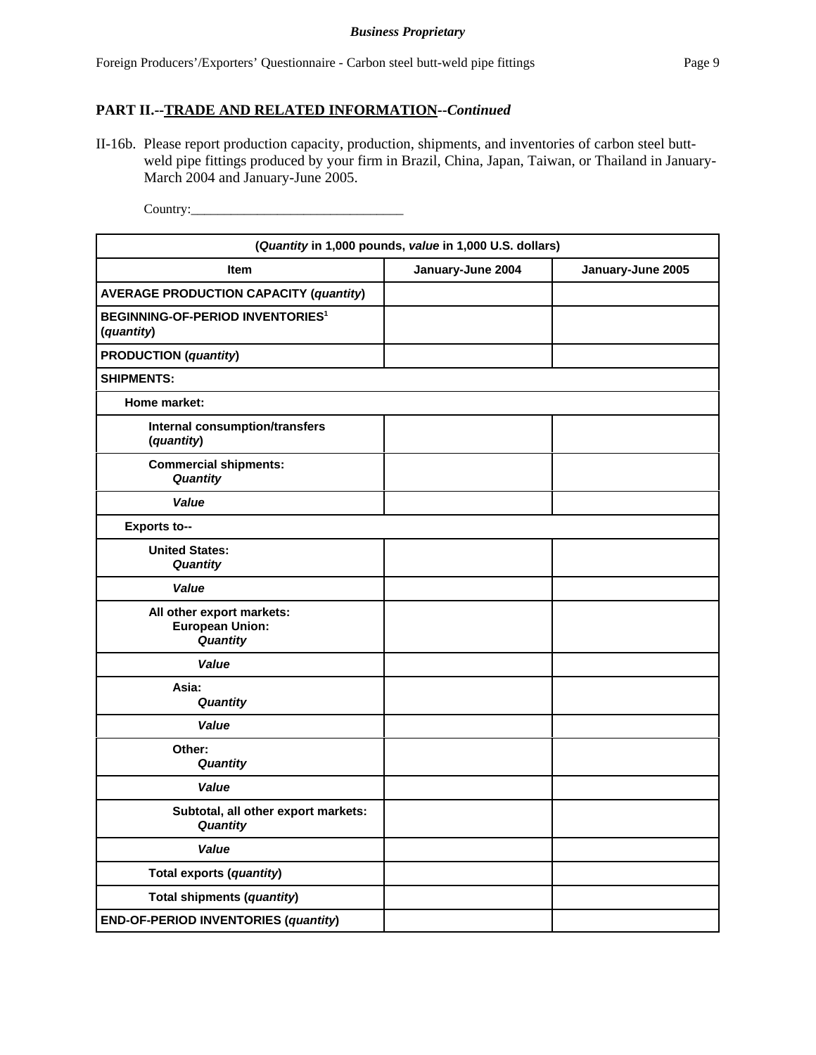## PART II.--TRADE AND RELATED INFORMATION--*Continued*

II-16b. Please report production capacity, production, shipments, and inventories of carbon steel butt-weld pipe fittings produced by your firm in Brazil, China, Japan, Taiwan, or Thailand in January-March 2004 and January-June 2005.

Country:\_\_\_\_\_\_\_\_\_\_\_\_\_\_\_\_\_\_\_\_\_\_\_\_\_\_\_\_\_\_\_\_

| (*Quantity* in 1,000 pounds, *value* in 1,000 U.S. dollars) | | |
|---|---|---|
| **Item** | **January-June 2004** | **January-June 2005** |
| **AVERAGE PRODUCTION CAPACITY (*quantity*)** | | |
| **BEGINNING-OF-PERIOD INVENTORIES[1] (*quantity*)** | | |
| **PRODUCTION (*quantity*)** | | |
| **SHIPMENTS:** | | |
| **Home market:** | | |
| **Internal consumption/transfers (*quantity*)** | | |
| **Commercial shipments:** ***Quantity*** | | |
| ***Value*** | | |
| **Exports to--** | | |
| **United States:** ***Quantity*** | | |
| ***Value*** | | |
| **All other export markets:** **European Union:** ***Quantity*** | | |
| ***Value*** | | |
| **Asia:** ***Quantity*** | | |
| ***Value*** | | |
| **Other:** ***Quantity*** | | |
| ***Value*** | | |
| **Subtotal, all other export markets:** ***Quantity*** | | |
| ***Value*** | | |
| **Total exports (*quantity*)** | | |
| **Total shipments (*quantity*)** | | |
| **END-OF-PERIOD INVENTORIES (*quantity*)** | | |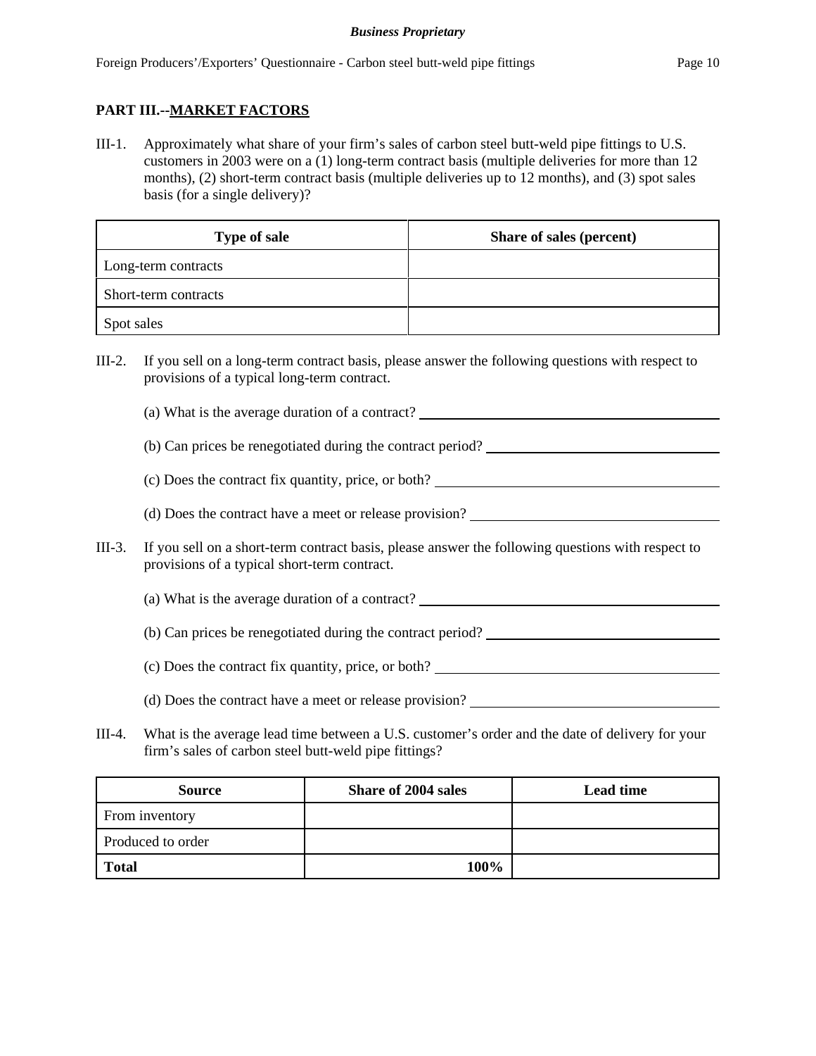## PART III.--MARKET FACTORS

III-1. Approximately what share of your firm's sales of carbon steel butt-weld pipe fittings to U.S. customers in 2003 were on a (1) long-term contract basis (multiple deliveries for more than 12 months), (2) short-term contract basis (multiple deliveries up to 12 months), and (3) spot sales basis (for a single delivery)?

| Type of sale | Share of sales (percent) |
|---|---|
| Long-term contracts | |
| Short-term contracts | |
| Spot sales | |

III-2. If you sell on a long-term contract basis, please answer the following questions with respect to provisions of a typical long-term contract.

(a) What is the average duration of a contract? ______________________

(b) Can prices be renegotiated during the contract period? ______________________

(c) Does the contract fix quantity, price, or both? ______________________

(d) Does the contract have a meet or release provision? ______________________

III-3. If you sell on a short-term contract basis, please answer the following questions with respect to provisions of a typical short-term contract.

(a) What is the average duration of a contract? ______________________

(b) Can prices be renegotiated during the contract period? ______________________

(c) Does the contract fix quantity, price, or both? ______________________

(d) Does the contract have a meet or release provision? ______________________

III-4. What is the average lead time between a U.S. customer's order and the date of delivery for your firm's sales of carbon steel butt-weld pipe fittings?

| Source | Share of 2004 sales | Lead time |
|---|---|---|
| From inventory | | |
| Produced to order | | |
| **Total** | **100%** | |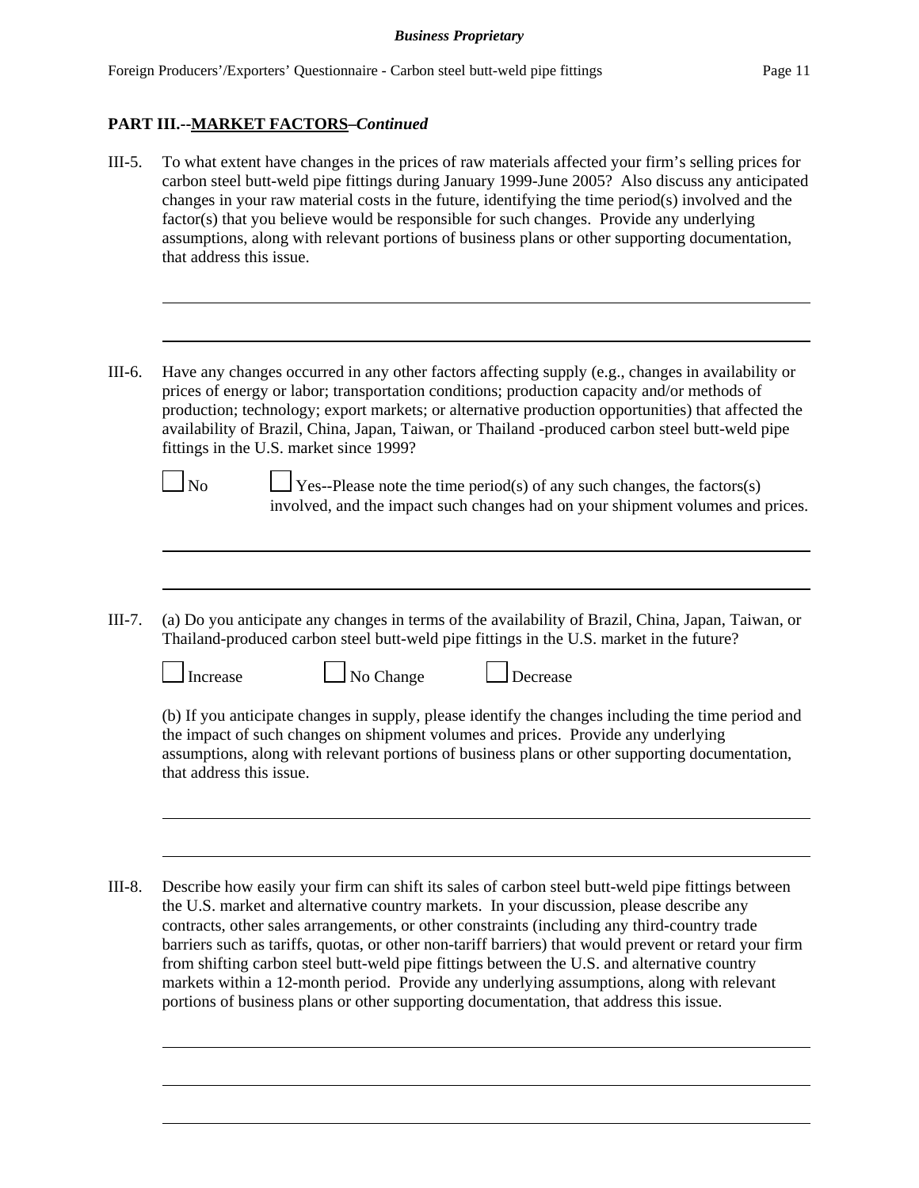**PART III.--MARKET FACTORS–*Continued***

III-5. To what extent have changes in the prices of raw materials affected your firm's selling prices for carbon steel butt-weld pipe fittings during January 1999-June 2005? Also discuss any anticipated changes in your raw material costs in the future, identifying the time period(s) involved and the factor(s) that you believe would be responsible for such changes. Provide any underlying assumptions, along with relevant portions of business plans or other supporting documentation, that address this issue.

III-6. Have any changes occurred in any other factors affecting supply (e.g., changes in availability or prices of energy or labor; transportation conditions; production capacity and/or methods of production; technology; export markets; or alternative production opportunities) that affected the availability of Brazil, China, Japan, Taiwan, or Thailand -produced carbon steel butt-weld pipe fittings in the U.S. market since 1999?

☐ No ☐ Yes--Please note the time period(s) of any such changes, the factors(s) involved, and the impact such changes had on your shipment volumes and prices.

III-7. (a) Do you anticipate any changes in terms of the availability of Brazil, China, Japan, Taiwan, or Thailand-produced carbon steel butt-weld pipe fittings in the U.S. market in the future?

☐ Increase ☐ No Change ☐ Decrease

(b) If you anticipate changes in supply, please identify the changes including the time period and the impact of such changes on shipment volumes and prices. Provide any underlying assumptions, along with relevant portions of business plans or other supporting documentation, that address this issue.

III-8. Describe how easily your firm can shift its sales of carbon steel butt-weld pipe fittings between the U.S. market and alternative country markets. In your discussion, please describe any contracts, other sales arrangements, or other constraints (including any third-country trade barriers such as tariffs, quotas, or other non-tariff barriers) that would prevent or retard your firm from shifting carbon steel butt-weld pipe fittings between the U.S. and alternative country markets within a 12-month period. Provide any underlying assumptions, along with relevant portions of business plans or other supporting documentation, that address this issue.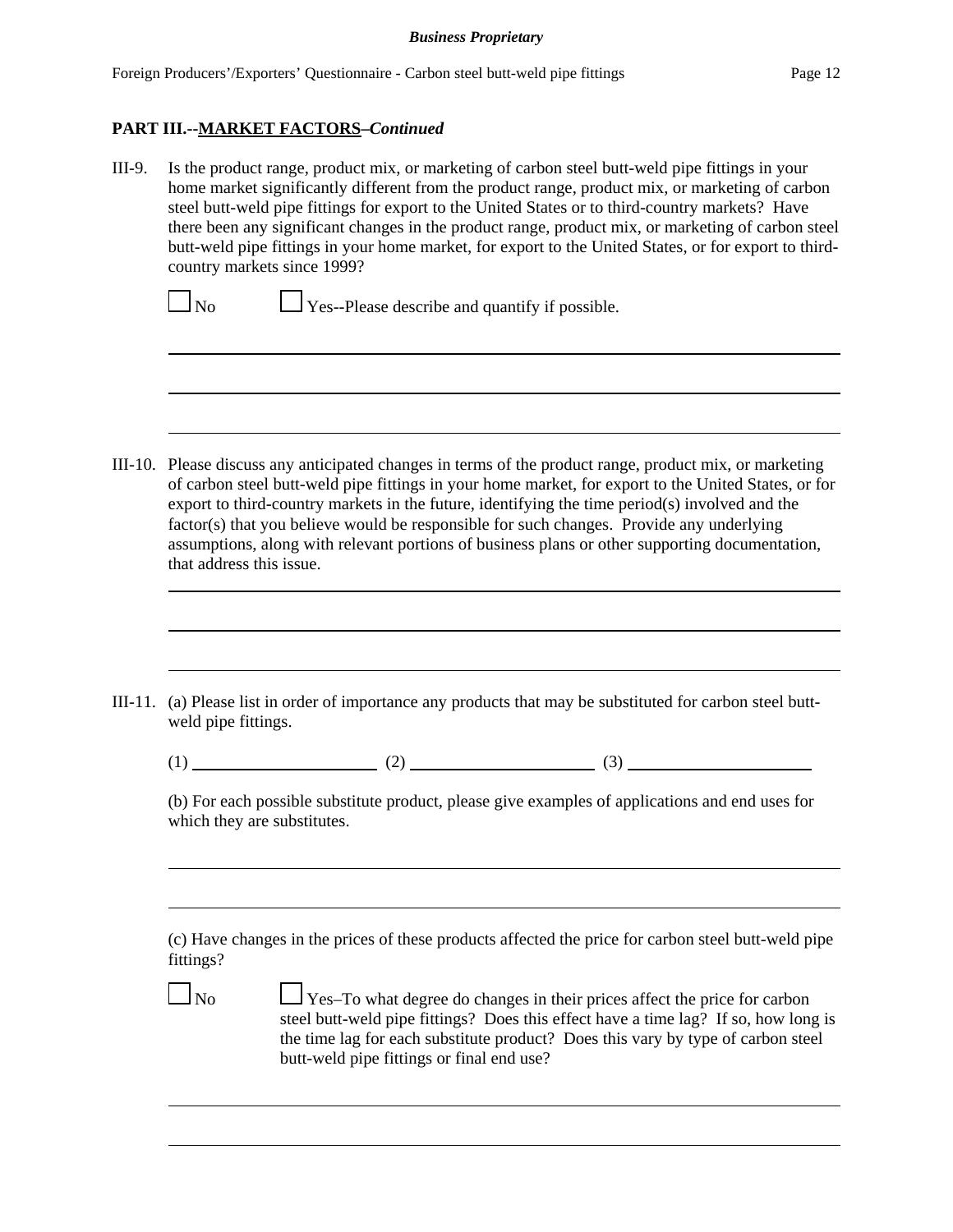**PART III.--MARKET FACTORS–*Continued***

III-9. Is the product range, product mix, or marketing of carbon steel butt-weld pipe fittings in your home market significantly different from the product range, product mix, or marketing of carbon steel butt-weld pipe fittings for export to the United States or to third-country markets? Have there been any significant changes in the product range, product mix, or marketing of carbon steel butt-weld pipe fittings in your home market, for export to the United States, or for export to third-country markets since 1999?

☐ No ☐ Yes--Please describe and quantify if possible.

______________________________________________________________________________

______________________________________________________________________________

______________________________________________________________________________

III-10. Please discuss any anticipated changes in terms of the product range, product mix, or marketing of carbon steel butt-weld pipe fittings in your home market, for export to the United States, or for export to third-country markets in the future, identifying the time period(s) involved and the factor(s) that you believe would be responsible for such changes. Provide any underlying assumptions, along with relevant portions of business plans or other supporting documentation, that address this issue.

______________________________________________________________________________

______________________________________________________________________________

______________________________________________________________________________

III-11. (a) Please list in order of importance any products that may be substituted for carbon steel butt-weld pipe fittings.

(1) ____________________ (2) ____________________ (3) ____________________

(b) For each possible substitute product, please give examples of applications and end uses for which they are substitutes.

______________________________________________________________________________

______________________________________________________________________________

(c) Have changes in the prices of these products affected the price for carbon steel butt-weld pipe fittings?

☐ No ☐ Yes–To what degree do changes in their prices affect the price for carbon steel butt-weld pipe fittings? Does this effect have a time lag? If so, how long is the time lag for each substitute product? Does this vary by type of carbon steel butt-weld pipe fittings or final end use?

______________________________________________________________________________

______________________________________________________________________________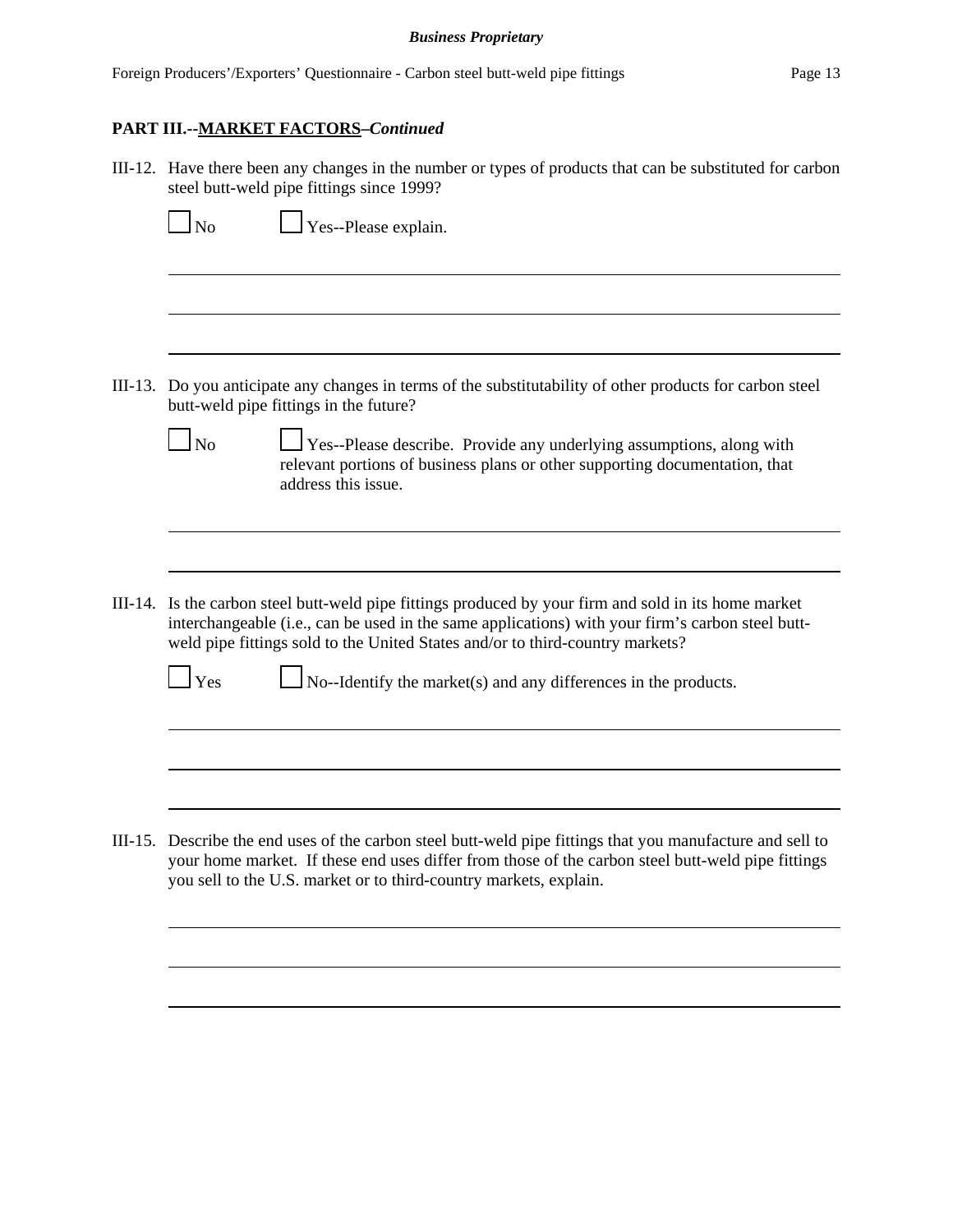## PART III.--MARKET FACTORS–*Continued*

III-12. Have there been any changes in the number or types of products that can be substituted for carbon steel butt-weld pipe fittings since 1999?

☐ No ☐ Yes--Please explain.

III-13. Do you anticipate any changes in terms of the substitutability of other products for carbon steel butt-weld pipe fittings in the future?

☐ No ☐ Yes--Please describe. Provide any underlying assumptions, along with relevant portions of business plans or other supporting documentation, that address this issue.

III-14. Is the carbon steel butt-weld pipe fittings produced by your firm and sold in its home market interchangeable (i.e., can be used in the same applications) with your firm's carbon steel butt-weld pipe fittings sold to the United States and/or to third-country markets?

☐ Yes ☐ No--Identify the market(s) and any differences in the products.

III-15. Describe the end uses of the carbon steel butt-weld pipe fittings that you manufacture and sell to your home market. If these end uses differ from those of the carbon steel butt-weld pipe fittings you sell to the U.S. market or to third-country markets, explain.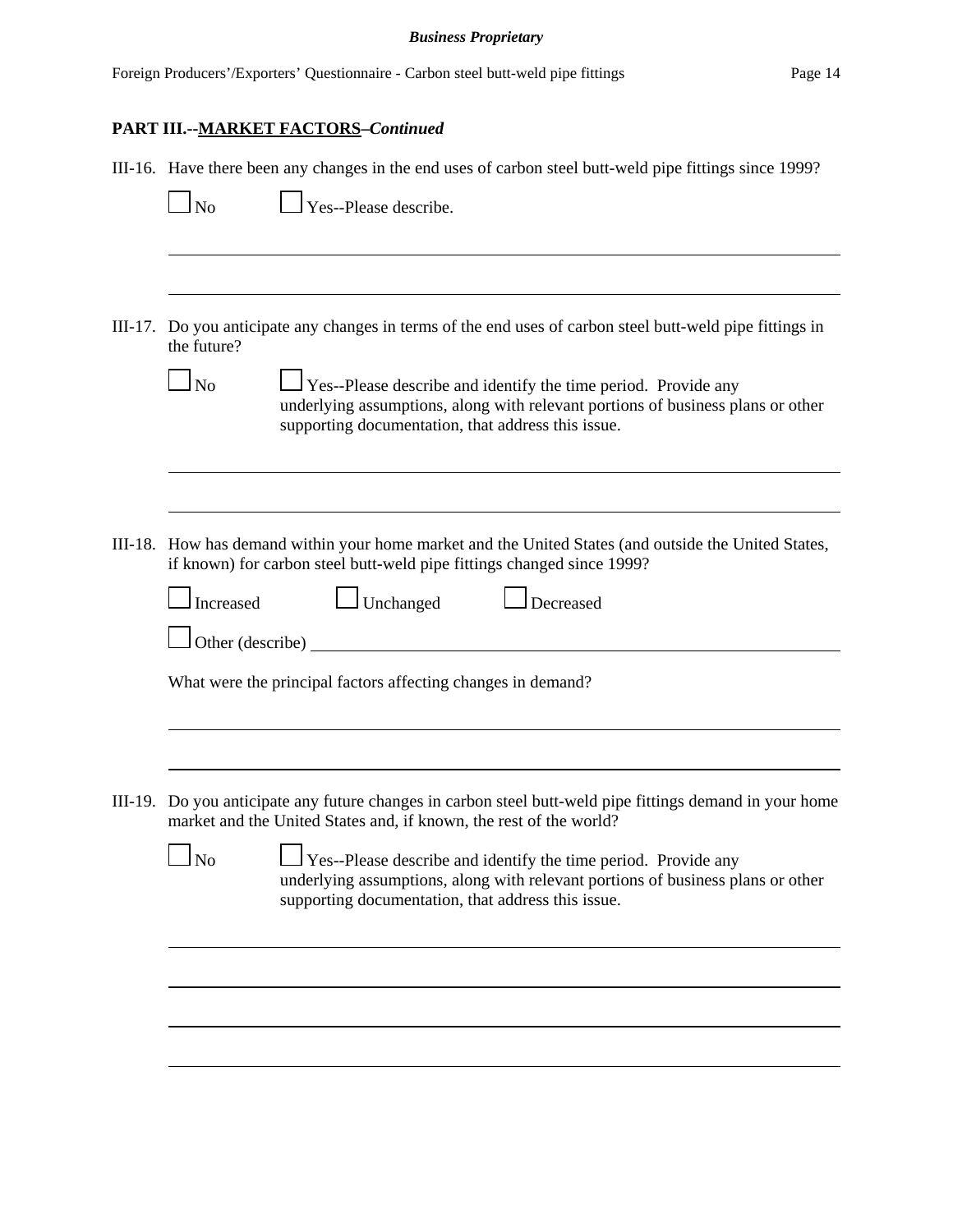## PART III.--MARKET FACTORS–*Continued*

III-16. Have there been any changes in the end uses of carbon steel butt-weld pipe fittings since 1999?

☐ No ☐ Yes--Please describe.

______________________________________________________________________________

______________________________________________________________________________

III-17. Do you anticipate any changes in terms of the end uses of carbon steel butt-weld pipe fittings in the future?

☐ No ☐ Yes--Please describe and identify the time period. Provide any underlying assumptions, along with relevant portions of business plans or other supporting documentation, that address this issue.

______________________________________________________________________________

______________________________________________________________________________

III-18. How has demand within your home market and the United States (and outside the United States, if known) for carbon steel butt-weld pipe fittings changed since 1999?

☐ Increased ☐ Unchanged ☐ Decreased

☐ Other (describe) ______________________________________________________________

What were the principal factors affecting changes in demand?

______________________________________________________________________________

______________________________________________________________________________

III-19. Do you anticipate any future changes in carbon steel butt-weld pipe fittings demand in your home market and the United States and, if known, the rest of the world?

☐ No ☐ Yes--Please describe and identify the time period. Provide any underlying assumptions, along with relevant portions of business plans or other supporting documentation, that address this issue.

______________________________________________________________________________

______________________________________________________________________________

______________________________________________________________________________

______________________________________________________________________________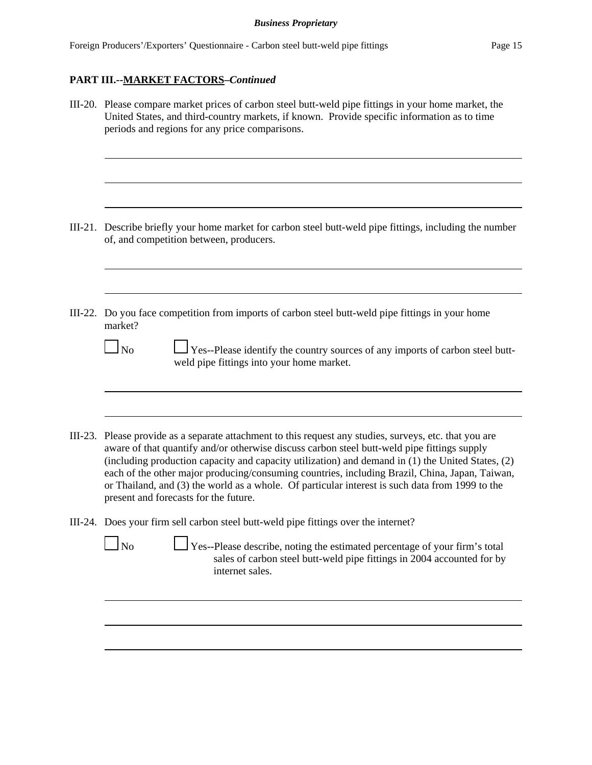**PART III.--MARKET FACTORS–*Continued***

III-20. Please compare market prices of carbon steel butt-weld pipe fittings in your home market, the United States, and third-country markets, if known. Provide specific information as to time periods and regions for any price comparisons.

III-21. Describe briefly your home market for carbon steel butt-weld pipe fittings, including the number of, and competition between, producers.

III-22. Do you face competition from imports of carbon steel butt-weld pipe fittings in your home market?

☐ No ☐ Yes--Please identify the country sources of any imports of carbon steel butt-weld pipe fittings into your home market.

III-23. Please provide as a separate attachment to this request any studies, surveys, etc. that you are aware of that quantify and/or otherwise discuss carbon steel butt-weld pipe fittings supply (including production capacity and capacity utilization) and demand in (1) the United States, (2) each of the other major producing/consuming countries, including Brazil, China, Japan, Taiwan, or Thailand, and (3) the world as a whole. Of particular interest is such data from 1999 to the present and forecasts for the future.

III-24. Does your firm sell carbon steel butt-weld pipe fittings over the internet?

☐ No ☐ Yes--Please describe, noting the estimated percentage of your firm's total sales of carbon steel butt-weld pipe fittings in 2004 accounted for by internet sales.